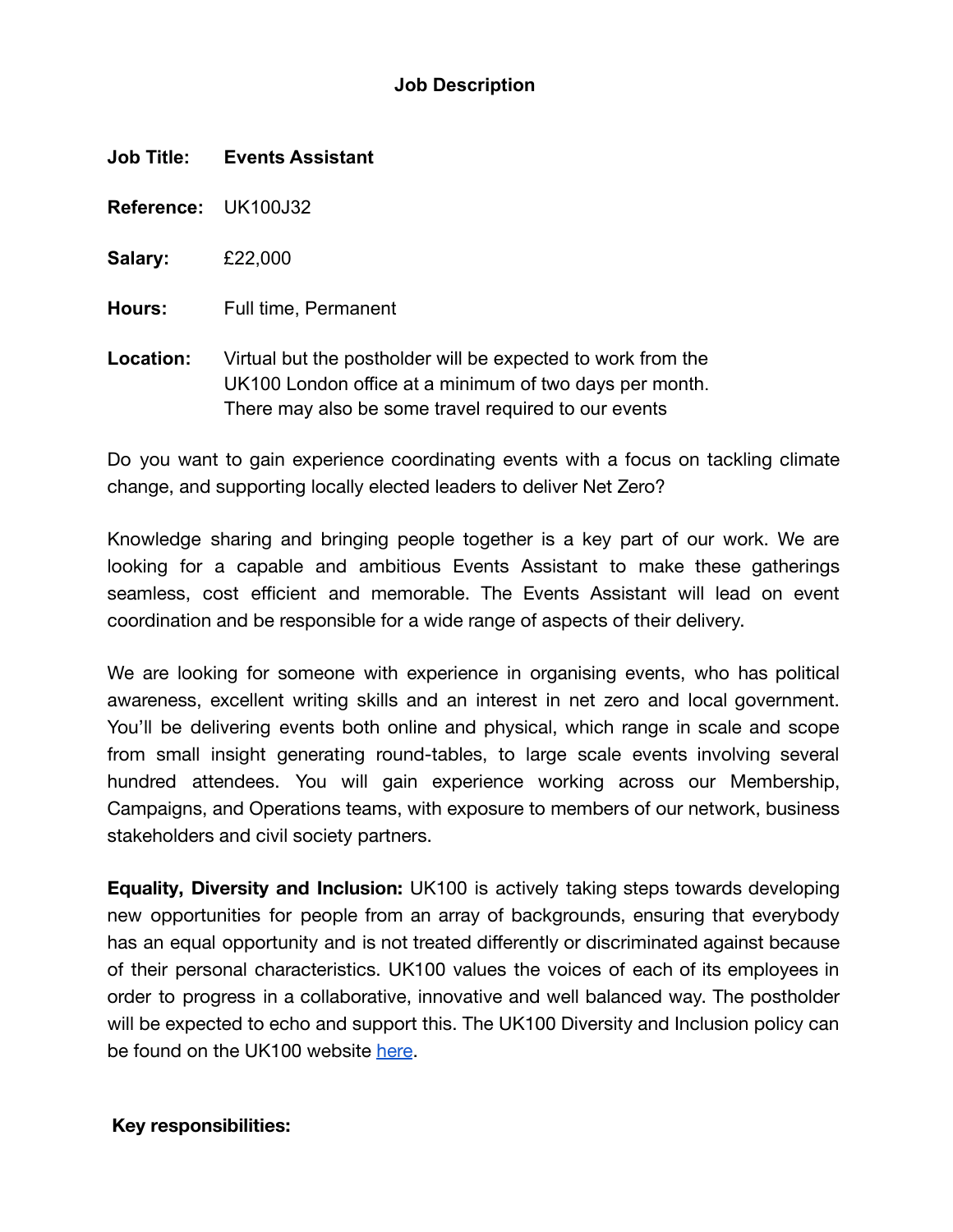# Job Description

**Job Title:** **Events Assistant**

**Reference:** UK100J32

**Salary:** £22,000

**Hours:** Full time, Permanent

**Location:** Virtual but the postholder will be expected to work from the UK100 London office at a minimum of two days per month. There may also be some travel required to our events

Do you want to gain experience coordinating events with a focus on tackling climate change, and supporting locally elected leaders to deliver Net Zero?

Knowledge sharing and bringing people together is a key part of our work. We are looking for a capable and ambitious Events Assistant to make these gatherings seamless, cost efficient and memorable. The Events Assistant will lead on event coordination and be responsible for a wide range of aspects of their delivery.

We are looking for someone with experience in organising events, who has political awareness, excellent writing skills and an interest in net zero and local government. You'll be delivering events both online and physical, which range in scale and scope from small insight generating round-tables, to large scale events involving several hundred attendees. You will gain experience working across our Membership, Campaigns, and Operations teams, with exposure to members of our network, business stakeholders and civil society partners.

**Equality, Diversity and Inclusion:** UK100 is actively taking steps towards developing new opportunities for people from an array of backgrounds, ensuring that everybody has an equal opportunity and is not treated differently or discriminated against because of their personal characteristics. UK100 values the voices of each of its employees in order to progress in a collaborative, innovative and well balanced way. The postholder will be expected to echo and support this. The UK100 Diversity and Inclusion policy can be found on the UK100 website here.

**Key responsibilities:**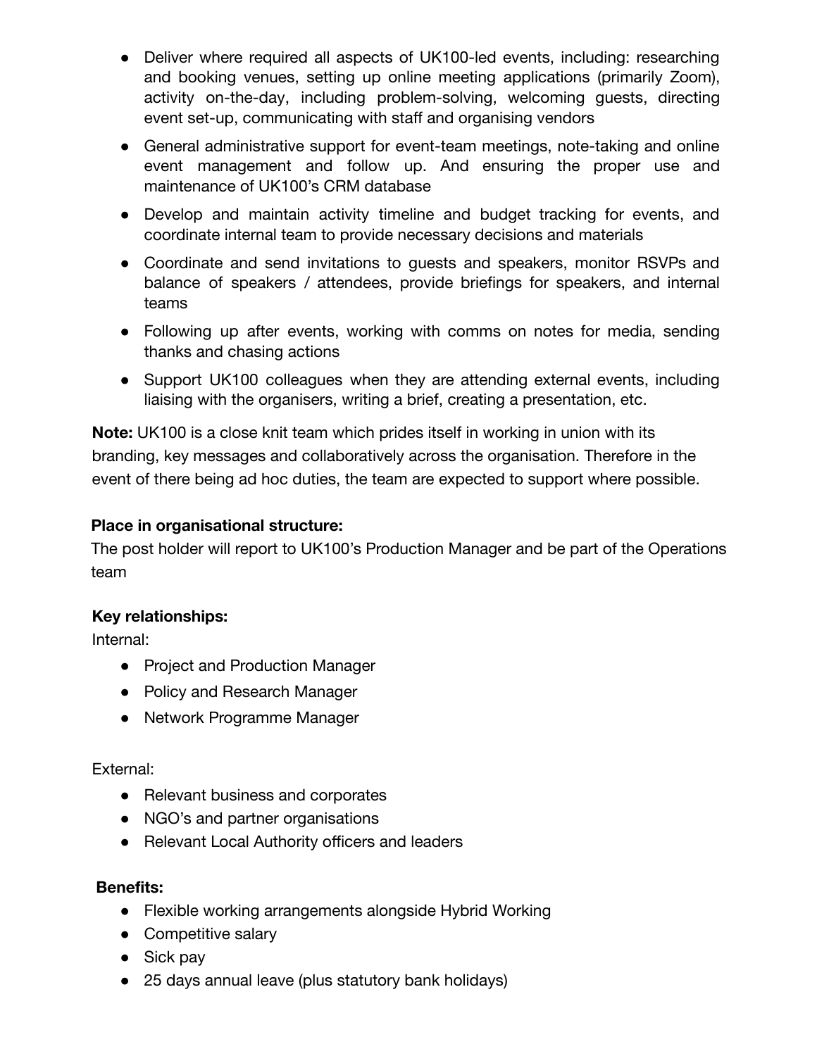- Deliver where required all aspects of UK100-led events, including: researching and booking venues, setting up online meeting applications (primarily Zoom), activity on-the-day, including problem-solving, welcoming guests, directing event set-up, communicating with staff and organising vendors
- General administrative support for event-team meetings, note-taking and online event management and follow up. And ensuring the proper use and maintenance of UK100's CRM database
- Develop and maintain activity timeline and budget tracking for events, and coordinate internal team to provide necessary decisions and materials
- Coordinate and send invitations to guests and speakers, monitor RSVPs and balance of speakers / attendees, provide briefings for speakers, and internal teams
- Following up after events, working with comms on notes for media, sending thanks and chasing actions
- Support UK100 colleagues when they are attending external events, including liaising with the organisers, writing a brief, creating a presentation, etc.

**Note:** UK100 is a close knit team which prides itself in working in union with its branding, key messages and collaboratively across the organisation. Therefore in the event of there being ad hoc duties, the team are expected to support where possible.

**Place in organisational structure:**

The post holder will report to UK100's Production Manager and be part of the Operations team

**Key relationships:**

Internal:

- Project and Production Manager
- Policy and Research Manager
- Network Programme Manager

External:

- Relevant business and corporates
- NGO's and partner organisations
- Relevant Local Authority officers and leaders

**Benefits:**

- Flexible working arrangements alongside Hybrid Working
- Competitive salary
- Sick pay
- 25 days annual leave (plus statutory bank holidays)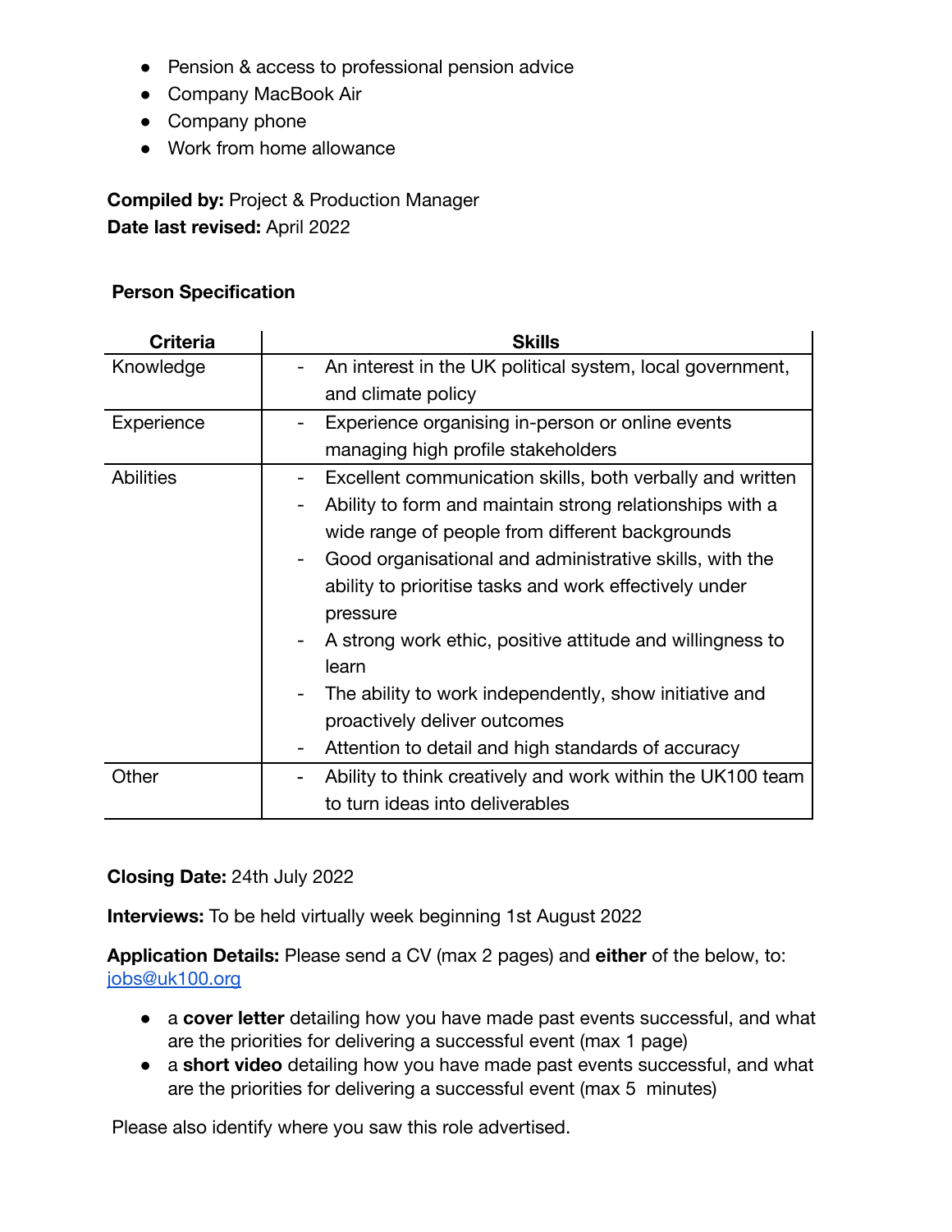- Pension & access to professional pension advice
- Company MacBook Air
- Company phone
- Work from home allowance

**Compiled by:** Project & Production Manager
**Date last revised:** April 2022

**Person Specification**

| Criteria | Skills |
|---|---|
| Knowledge | - An interest in the UK political system, local government, and climate policy |
| Experience | - Experience organising in-person or online events managing high profile stakeholders |
| Abilities | - Excellent communication skills, both verbally and written<br>- Ability to form and maintain strong relationships with a wide range of people from different backgrounds<br>- Good organisational and administrative skills, with the ability to prioritise tasks and work effectively under pressure<br>- A strong work ethic, positive attitude and willingness to learn<br>- The ability to work independently, show initiative and proactively deliver outcomes<br>- Attention to detail and high standards of accuracy |
| Other | - Ability to think creatively and work within the UK100 team to turn ideas into deliverables |

**Closing Date:** 24th July 2022

**Interviews:** To be held virtually week beginning 1st August 2022

**Application Details:** Please send a CV (max 2 pages) and **either** of the below, to: jobs@uk100.org

- a **cover letter** detailing how you have made past events successful, and what are the priorities for delivering a successful event (max 1 page)
- a **short video** detailing how you have made past events successful, and what are the priorities for delivering a successful event (max 5 minutes)

Please also identify where you saw this role advertised.